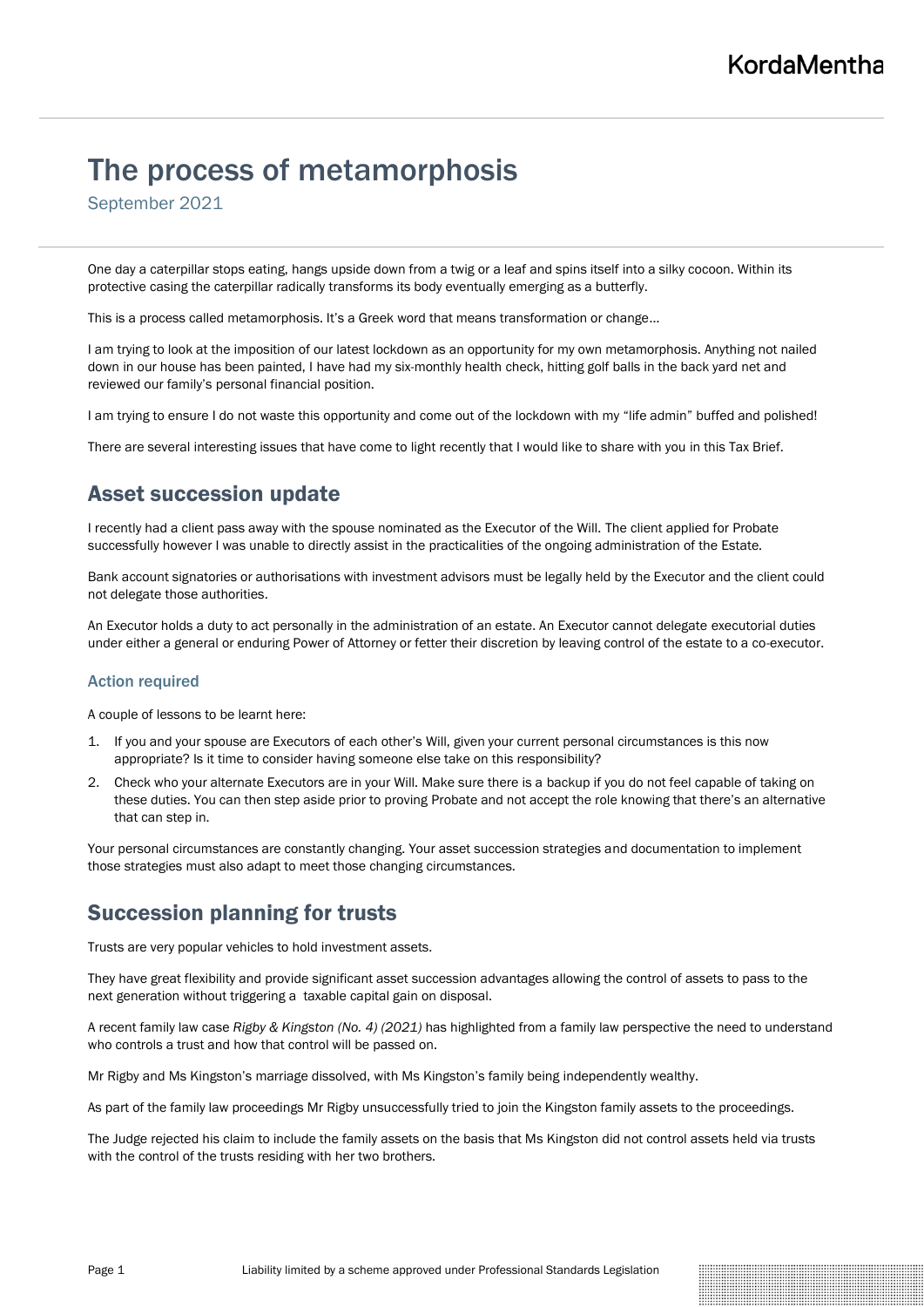# The process of metamorphosis

September 2021

One day a caterpillar stops eating, hangs upside down from a twig or a leaf and spins itself into a silky cocoon. Within its protective casing the caterpillar radically transforms its body eventually emerging as a butterfly.

This is a process called metamorphosis. It's a Greek word that means transformation or change…

I am trying to look at the imposition of our latest lockdown as an opportunity for my own metamorphosis. Anything not nailed down in our house has been painted, I have had my six-monthly health check, hitting golf balls in the back yard net and reviewed our family's personal financial position.

I am trying to ensure I do not waste this opportunity and come out of the lockdown with my "life admin" buffed and polished!

There are several interesting issues that have come to light recently that I would like to share with you in this Tax Brief.

## Asset succession update

I recently had a client pass away with the spouse nominated as the Executor of the Will. The client applied for Probate successfully however I was unable to directly assist in the practicalities of the ongoing administration of the Estate.

Bank account signatories or authorisations with investment advisors must be legally held by the Executor and the client could not delegate those authorities.

An Executor holds a duty to act personally in the administration of an estate. An Executor cannot delegate executorial duties under either a general or enduring Power of Attorney or fetter their discretion by leaving control of the estate to a co-executor.

### Action required

A couple of lessons to be learnt here:

1. If you and your spouse are Executors of each other's Will, given your current personal circumstances is this now appropriate? Is it time to consider having someone else take on this responsibility?
2. Check who your alternate Executors are in your Will. Make sure there is a backup if you do not feel capable of taking on these duties. You can then step aside prior to proving Probate and not accept the role knowing that there's an alternative that can step in.

Your personal circumstances are constantly changing. Your asset succession strategies and documentation to implement those strategies must also adapt to meet those changing circumstances.

## Succession planning for trusts

Trusts are very popular vehicles to hold investment assets.

They have great flexibility and provide significant asset succession advantages allowing the control of assets to pass to the next generation without triggering a taxable capital gain on disposal.

A recent family law case *Rigby & Kingston (No. 4) (2021)* has highlighted from a family law perspective the need to understand who controls a trust and how that control will be passed on.

Mr Rigby and Ms Kingston's marriage dissolved, with Ms Kingston's family being independently wealthy.

As part of the family law proceedings Mr Rigby unsuccessfully tried to join the Kingston family assets to the proceedings.

The Judge rejected his claim to include the family assets on the basis that Ms Kingston did not control assets held via trusts with the control of the trusts residing with her two brothers.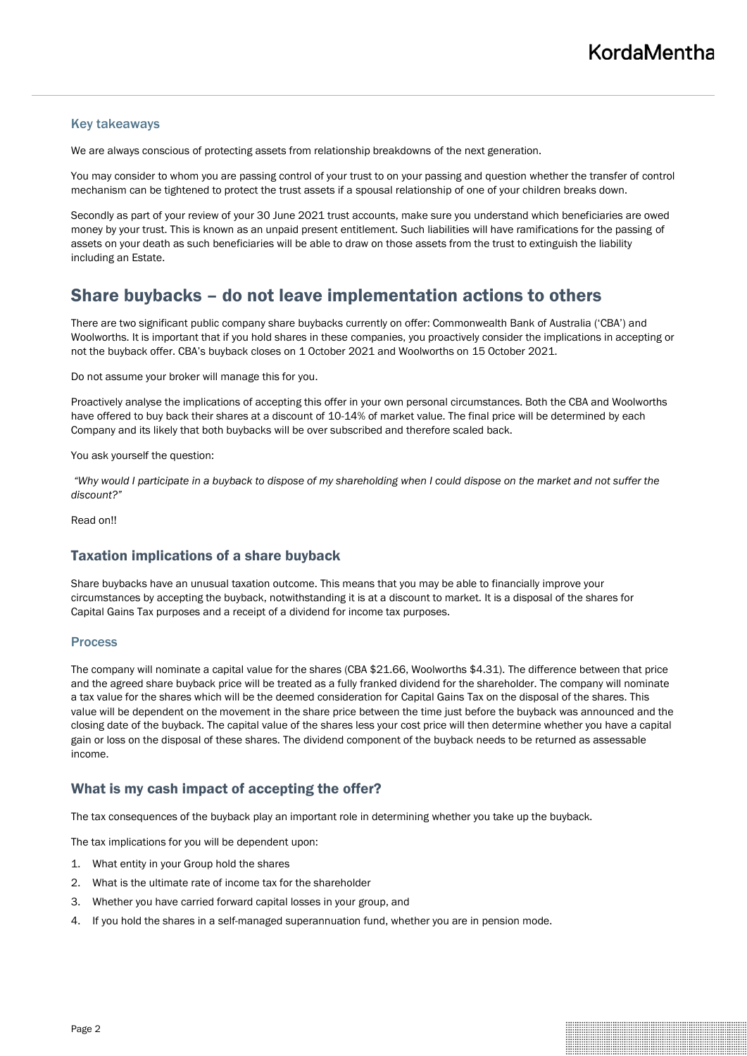### Key takeaways

We are always conscious of protecting assets from relationship breakdowns of the next generation.

You may consider to whom you are passing control of your trust to on your passing and question whether the transfer of control mechanism can be tightened to protect the trust assets if a spousal relationship of one of your children breaks down.

Secondly as part of your review of your 30 June 2021 trust accounts, make sure you understand which beneficiaries are owed money by your trust. This is known as an unpaid present entitlement. Such liabilities will have ramifications for the passing of assets on your death as such beneficiaries will be able to draw on those assets from the trust to extinguish the liability including an Estate.

## Share buybacks – do not leave implementation actions to others

There are two significant public company share buybacks currently on offer: Commonwealth Bank of Australia ('CBA') and Woolworths. It is important that if you hold shares in these companies, you proactively consider the implications in accepting or not the buyback offer. CBA's buyback closes on 1 October 2021 and Woolworths on 15 October 2021.

Do not assume your broker will manage this for you.

Proactively analyse the implications of accepting this offer in your own personal circumstances. Both the CBA and Woolworths have offered to buy back their shares at a discount of 10-14% of market value. The final price will be determined by each Company and its likely that both buybacks will be over subscribed and therefore scaled back.

You ask yourself the question:

*"Why would I participate in a buyback to dispose of my shareholding when I could dispose on the market and not suffer the discount?"*

Read on!!

### Taxation implications of a share buyback

Share buybacks have an unusual taxation outcome. This means that you may be able to financially improve your circumstances by accepting the buyback, notwithstanding it is at a discount to market. It is a disposal of the shares for Capital Gains Tax purposes and a receipt of a dividend for income tax purposes.

#### Process

The company will nominate a capital value for the shares (CBA $21.66, Woolworths $4.31). The difference between that price and the agreed share buyback price will be treated as a fully franked dividend for the shareholder. The company will nominate a tax value for the shares which will be the deemed consideration for Capital Gains Tax on the disposal of the shares. This value will be dependent on the movement in the share price between the time just before the buyback was announced and the closing date of the buyback. The capital value of the shares less your cost price will then determine whether you have a capital gain or loss on the disposal of these shares. The dividend component of the buyback needs to be returned as assessable income.

### What is my cash impact of accepting the offer?

The tax consequences of the buyback play an important role in determining whether you take up the buyback.

The tax implications for you will be dependent upon:

1. What entity in your Group hold the shares
2. What is the ultimate rate of income tax for the shareholder
3. Whether you have carried forward capital losses in your group, and
4. If you hold the shares in a self-managed superannuation fund, whether you are in pension mode.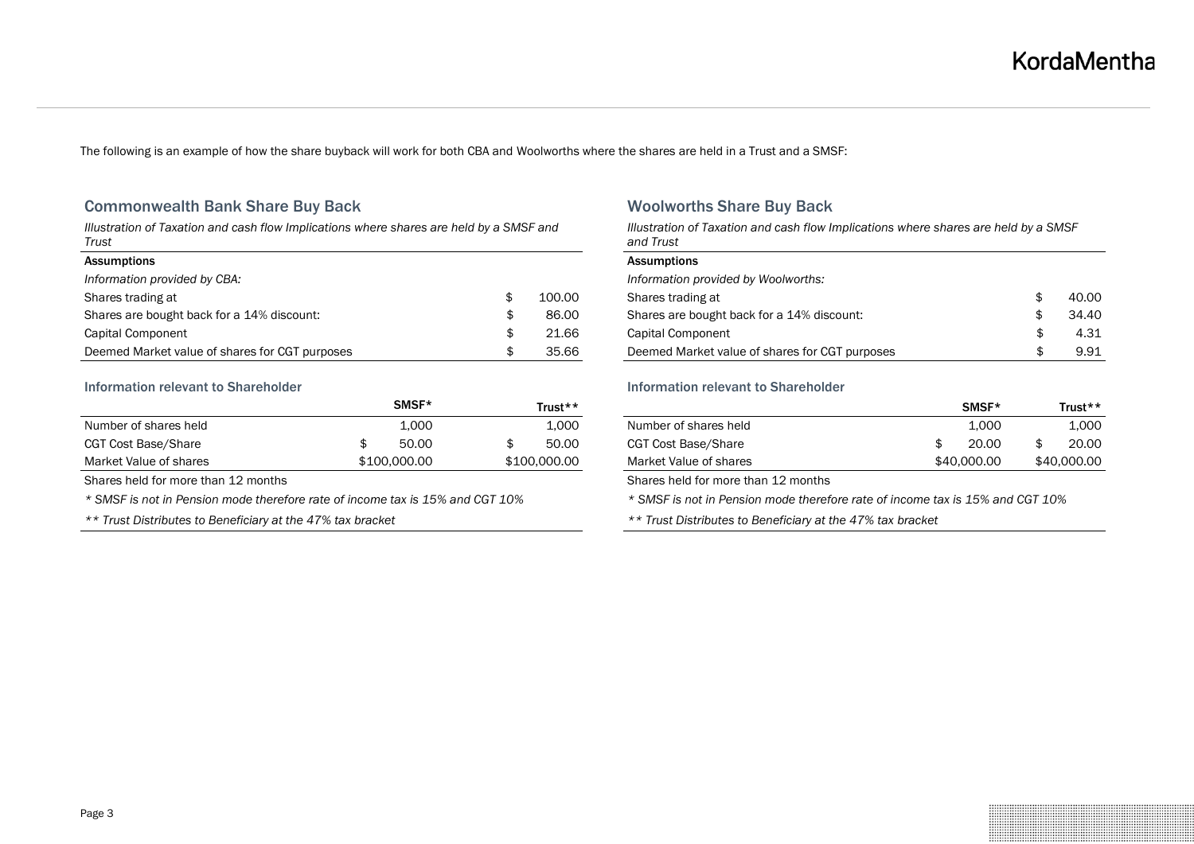The following is an example of how the share buyback will work for both CBA and Woolworths where the shares are held in a Trust and a SMSF:

## Commonwealth Bank Share Buy Back

*Illustration of Taxation and cash flow Implications where shares are held by a SMSF and Trust*

| **Assumptions** | |
|---|---|
| *Information provided by CBA:* | |
| Shares trading at | $ 100.00 |
| Shares are bought back for a 14% discount: | $ 86.00 |
| Capital Component | $ 21.66 |
| Deemed Market value of shares for CGT purposes | $ 35.66 |

### Information relevant to Shareholder

| | SMSF* | Trust** |
|---|---|---|
| Number of shares held | 1,000 | 1,000 |
| CGT Cost Base/Share | $ 50.00 | $ 50.00 |
| Market Value of shares | $100,000.00 | $100,000.00 |

Shares held for more than 12 months

*\* SMSF is not in Pension mode therefore rate of income tax is 15% and CGT 10%*

*\*\* Trust Distributes to Beneficiary at the 47% tax bracket*

## Woolworths Share Buy Back

*Illustration of Taxation and cash flow Implications where shares are held by a SMSF and Trust*

| **Assumptions** | |
|---|---|
| *Information provided by Woolworths:* | |
| Shares trading at | $ 40.00 |
| Shares are bought back for a 14% discount: | $ 34.40 |
| Capital Component | $ 4.31 |
| Deemed Market value of shares for CGT purposes | $ 9.91 |

### Information relevant to Shareholder

| | SMSF* | Trust** |
|---|---|---|
| Number of shares held | 1,000 | 1,000 |
| CGT Cost Base/Share | $ 20.00 | $ 20.00 |
| Market Value of shares | $40,000.00 | $40,000.00 |

Shares held for more than 12 months

*\* SMSF is not in Pension mode therefore rate of income tax is 15% and CGT 10%*

*\*\* Trust Distributes to Beneficiary at the 47% tax bracket*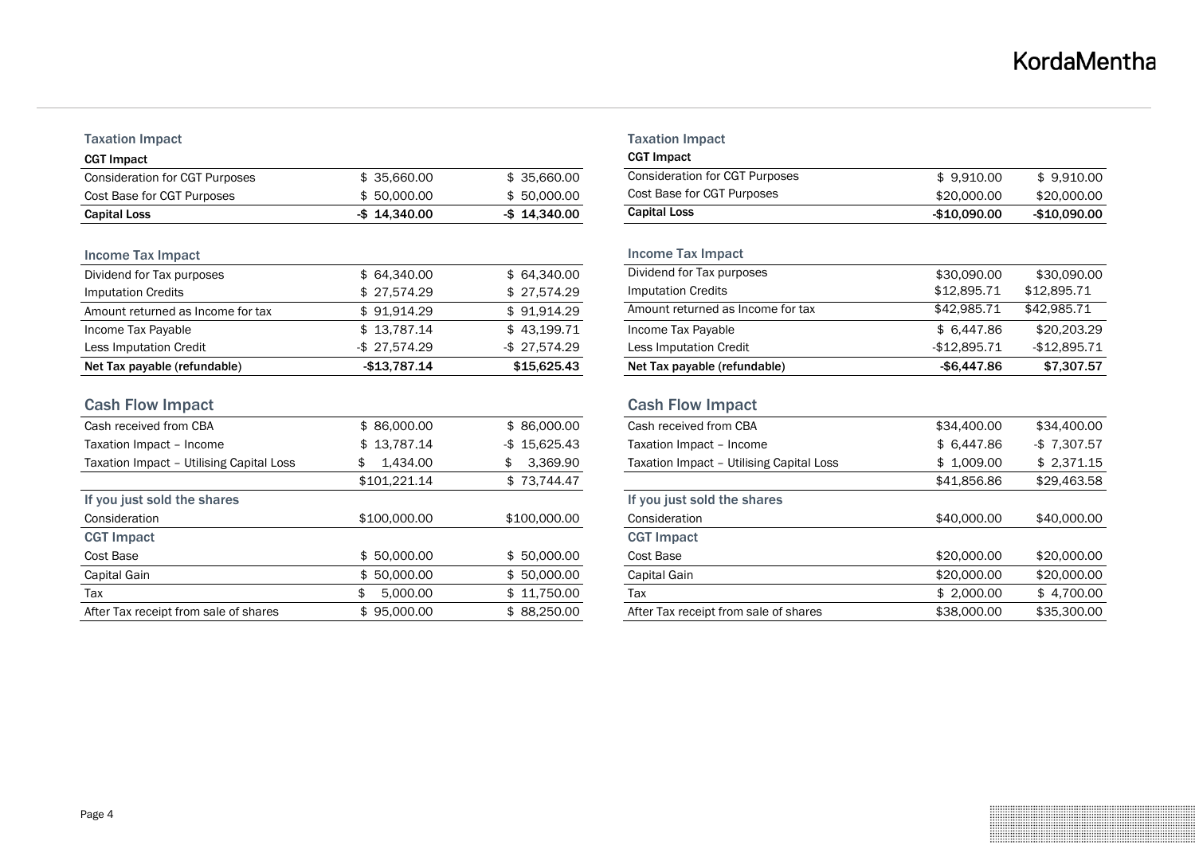### Taxation Impact

| CGT Impact | | |
|---|---|---|
| Consideration for CGT Purposes | $ 35,660.00 | $ 35,660.00 |
| Cost Base for CGT Purposes | $ 50,000.00 | $ 50,000.00 |
| **Capital Loss** | **-$ 14,340.00** | **-$ 14,340.00** |

### Income Tax Impact

| | | |
|---|---|---|
| Dividend for Tax purposes | $ 64,340.00 | $ 64,340.00 |
| Imputation Credits | $ 27,574.29 | $ 27,574.29 |
| Amount returned as Income for tax | $ 91,914.29 | $ 91,914.29 |
| Income Tax Payable | $ 13,787.14 | $ 43,199.71 |
| Less Imputation Credit | -$ 27,574.29 | -$ 27,574.29 |
| **Net Tax payable (refundable)** | **-$13,787.14** | **$15,625.43** |

## Cash Flow Impact

| | | |
|---|---|---|
| Cash received from CBA | $ 86,000.00 | $ 86,000.00 |
| Taxation Impact – Income | $ 13,787.14 | -$ 15,625.43 |
| Taxation Impact – Utilising Capital Loss | $ 1,434.00 | $ 3,369.90 |
| | $101,221.14 | $ 73,744.47 |
| **If you just sold the shares** | | |
| Consideration | $100,000.00 | $100,000.00 |
| **CGT Impact** | | |
| Cost Base | $ 50,000.00 | $ 50,000.00 |
| Capital Gain | $ 50,000.00 | $ 50,000.00 |
| Tax | $ 5,000.00 | $ 11,750.00 |
| After Tax receipt from sale of shares | $ 95,000.00 | $ 88,250.00 |

### Taxation Impact

| CGT Impact | | |
|---|---|---|
| Consideration for CGT Purposes | $ 9,910.00 | $ 9,910.00 |
| Cost Base for CGT Purposes | $20,000.00 | $20,000.00 |
| **Capital Loss** | **-$10,090.00** | **-$10,090.00** |

### Income Tax Impact

| | | |
|---|---|---|
| Dividend for Tax purposes | $30,090.00 | $30,090.00 |
| Imputation Credits | $12,895.71 | $12,895.71 |
| Amount returned as Income for tax | $42,985.71 | $42,985.71 |
| Income Tax Payable | $ 6,447.86 | $20,203.29 |
| Less Imputation Credit | -$12,895.71 | -$12,895.71 |
| **Net Tax payable (refundable)** | **-$6,447.86** | **$7,307.57** |

## Cash Flow Impact

| | | |
|---|---|---|
| Cash received from CBA | $34,400.00 | $34,400.00 |
| Taxation Impact – Income | $ 6,447.86 | -$ 7,307.57 |
| Taxation Impact – Utilising Capital Loss | $ 1,009.00 | $ 2,371.15 |
| | $41,856.86 | $29,463.58 |
| **If you just sold the shares** | | |
| Consideration | $40,000.00 | $40,000.00 |
| **CGT Impact** | | |
| Cost Base | $20,000.00 | $20,000.00 |
| Capital Gain | $20,000.00 | $20,000.00 |
| Tax | $ 2,000.00 | $ 4,700.00 |
| After Tax receipt from sale of shares | $38,000.00 | $35,300.00 |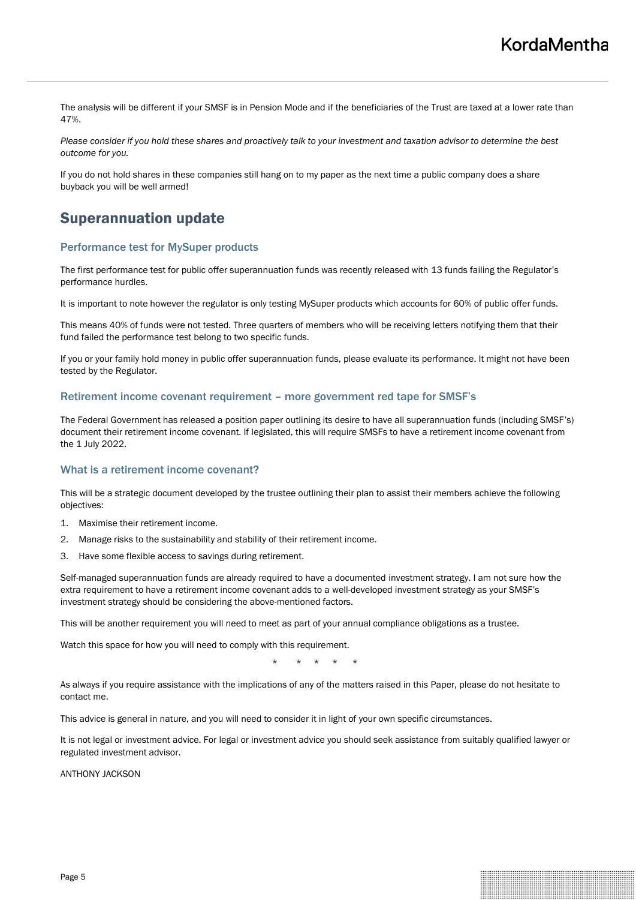The analysis will be different if your SMSF is in Pension Mode and if the beneficiaries of the Trust are taxed at a lower rate than 47%.

*Please consider if you hold these shares and proactively talk to your investment and taxation advisor to determine the best outcome for you.*

If you do not hold shares in these companies still hang on to my paper as the next time a public company does a share buyback you will be well armed!

## Superannuation update

### Performance test for MySuper products

The first performance test for public offer superannuation funds was recently released with 13 funds failing the Regulator's performance hurdles.

It is important to note however the regulator is only testing MySuper products which accounts for 60% of public offer funds.

This means 40% of funds were not tested. Three quarters of members who will be receiving letters notifying them that their fund failed the performance test belong to two specific funds.

If you or your family hold money in public offer superannuation funds, please evaluate its performance. It might not have been tested by the Regulator.

### Retirement income covenant requirement – more government red tape for SMSF's

The Federal Government has released a position paper outlining its desire to have all superannuation funds (including SMSF's) document their retirement income covenant. If legislated, this will require SMSFs to have a retirement income covenant from the 1 July 2022.

### What is a retirement income covenant?

This will be a strategic document developed by the trustee outlining their plan to assist their members achieve the following objectives:

1. Maximise their retirement income.
2. Manage risks to the sustainability and stability of their retirement income.
3. Have some flexible access to savings during retirement.

Self-managed superannuation funds are already required to have a documented investment strategy. I am not sure how the extra requirement to have a retirement income covenant adds to a well-developed investment strategy as your SMSF's investment strategy should be considering the above-mentioned factors.

This will be another requirement you will need to meet as part of your annual compliance obligations as a trustee.

Watch this space for how you will need to comply with this requirement.

\* \* \* \* \*

As always if you require assistance with the implications of any of the matters raised in this Paper, please do not hesitate to contact me.

This advice is general in nature, and you will need to consider it in light of your own specific circumstances.

It is not legal or investment advice. For legal or investment advice you should seek assistance from suitably qualified lawyer or regulated investment advisor.

ANTHONY JACKSON